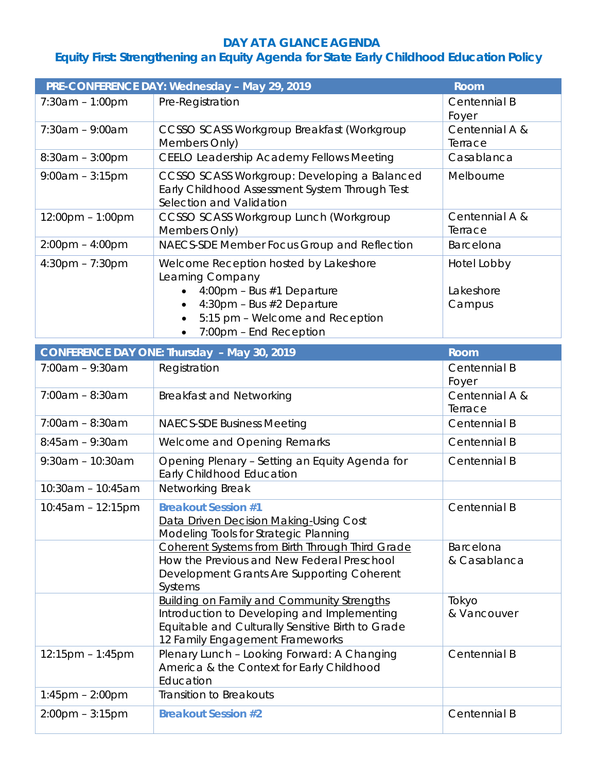# DAY AT A GLANCE AGENDA

## Equity First: Strengthening an Equity Agenda for State Early Childhood Education Policy

| PRE-CONFERENCE DAY: Wednesday – May 29, 2019 | | Room |
|---|---|---|
| 7:30am – 1:00pm | Pre-Registration | Centennial B Foyer |
| 7:30am – 9:00am | CCSSO SCASS Workgroup Breakfast (Workgroup Members Only) | Centennial A & Terrace |
| 8:30am – 3:00pm | CEELO Leadership Academy Fellows Meeting | Casablanca |
| 9:00am – 3:15pm | CCSSO SCASS Workgroup: Developing a Balanced Early Childhood Assessment System Through Test Selection and Validation | Melbourne |
| 12:00pm – 1:00pm | CCSSO SCASS Workgroup Lunch (Workgroup Members Only) | Centennial A & Terrace |
| 2:00pm – 4:00pm | NAECS-SDE Member Focus Group and Reflection | Barcelona |
| 4:30pm – 7:30pm | Welcome Reception hosted by Lakeshore Learning Company<br>• 4:00pm – Bus #1 Departure<br>• 4:30pm – Bus #2 Departure<br>• 5:15 pm – Welcome and Reception<br>• 7:00pm – End Reception | Hotel Lobby<br><br>Lakeshore Campus |

| CONFERENCE DAY ONE: Thursday – May 30, 2019 | | Room |
|---|---|---|
| 7:00am – 9:30am | Registration | Centennial B Foyer |
| 7:00am – 8:30am | Breakfast and Networking | Centennial A & Terrace |
| 7:00am – 8:30am | NAECS-SDE Business Meeting | Centennial B |
| 8:45am – 9:30am | Welcome and Opening Remarks | Centennial B |
| 9:30am – 10:30am | Opening Plenary – Setting an Equity Agenda for Early Childhood Education | Centennial B |
| 10:30am – 10:45am | Networking Break | |
| 10:45am – 12:15pm | **Breakout Session #1**<br>Data Driven Decision Making-Using Cost Modeling Tools for Strategic Planning | Centennial B |
| | Coherent Systems from Birth Through Third Grade<br>How the Previous and New Federal Preschool Development Grants Are Supporting Coherent Systems | Barcelona & Casablanca |
| | Building on Family and Community Strengths<br>Introduction to Developing and Implementing Equitable and Culturally Sensitive Birth to Grade 12 Family Engagement Frameworks | Tokyo & Vancouver |
| 12:15pm – 1:45pm | Plenary Lunch – Looking Forward: A Changing America & the Context for Early Childhood Education | Centennial B |
| 1:45pm – 2:00pm | Transition to Breakouts | |
| 2:00pm – 3:15pm | **Breakout Session #2** | Centennial B |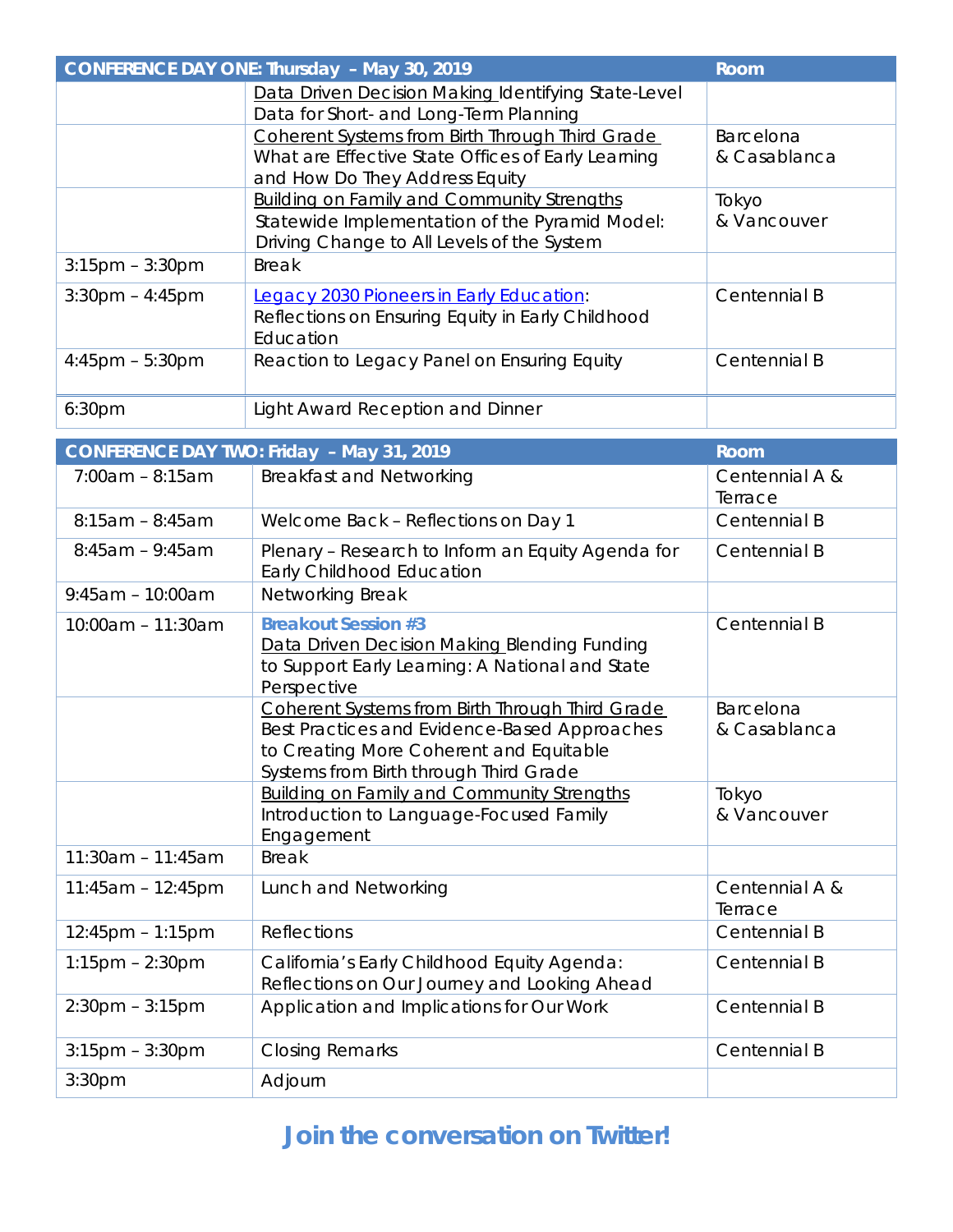| CONFERENCE DAY ONE: Thursday – May 30, 2019 | | Room |
|---|---|---|
| | Data Driven Decision Making Identifying State-Level Data for Short- and Long-Term Planning | |
| | Coherent Systems from Birth Through Third Grade What are Effective State Offices of Early Learning and How Do They Address Equity | Barcelona & Casablanca |
| | Building on Family and Community Strengths Statewide Implementation of the Pyramid Model: Driving Change to All Levels of the System | Tokyo & Vancouver |
| 3:15pm – 3:30pm | Break | |
| 3:30pm – 4:45pm | Legacy 2030 Pioneers in Early Education: Reflections on Ensuring Equity in Early Childhood Education | Centennial B |
| 4:45pm – 5:30pm | Reaction to Legacy Panel on Ensuring Equity | Centennial B |
| 6:30pm | Light Award Reception and Dinner | |

| CONFERENCE DAY TWO: Friday – May 31, 2019 | | Room |
|---|---|---|
| 7:00am – 8:15am | Breakfast and Networking | Centennial A & Terrace |
| 8:15am – 8:45am | Welcome Back – Reflections on Day 1 | Centennial B |
| 8:45am – 9:45am | Plenary – Research to Inform an Equity Agenda for Early Childhood Education | Centennial B |
| 9:45am – 10:00am | Networking Break | |
| 10:00am – 11:30am | **Breakout Session #3** Data Driven Decision Making Blending Funding to Support Early Learning: A National and State Perspective | Centennial B |
| | Coherent Systems from Birth Through Third Grade Best Practices and Evidence-Based Approaches to Creating More Coherent and Equitable Systems from Birth through Third Grade | Barcelona & Casablanca |
| | Building on Family and Community Strengths Introduction to Language-Focused Family Engagement | Tokyo & Vancouver |
| 11:30am – 11:45am | Break | |
| 11:45am – 12:45pm | Lunch and Networking | Centennial A & Terrace |
| 12:45pm – 1:15pm | Reflections | Centennial B |
| 1:15pm – 2:30pm | California's Early Childhood Equity Agenda: Reflections on Our Journey and Looking Ahead | Centennial B |
| 2:30pm – 3:15pm | Application and Implications for Our Work | Centennial B |
| 3:15pm – 3:30pm | Closing Remarks | Centennial B |
| 3:30pm | Adjourn | |

**Join the conversation on Twitter!**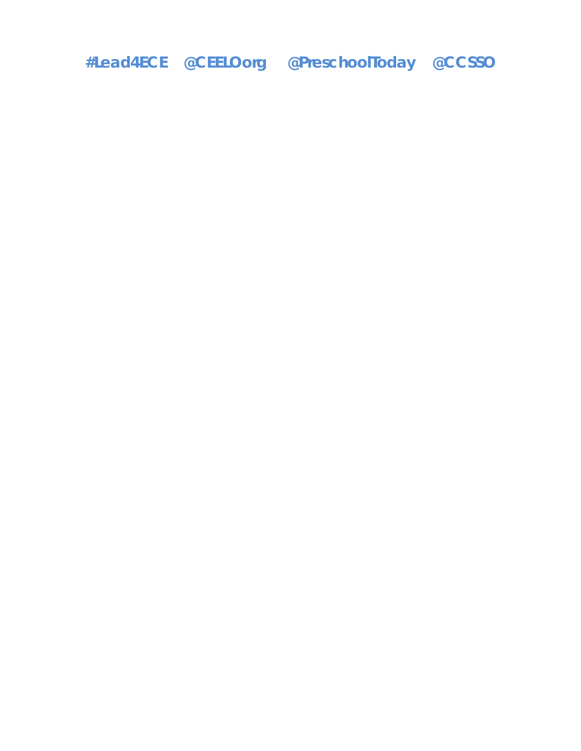**#Lead4ECE @CEELOorg @PreschoolToday @CCSSO**